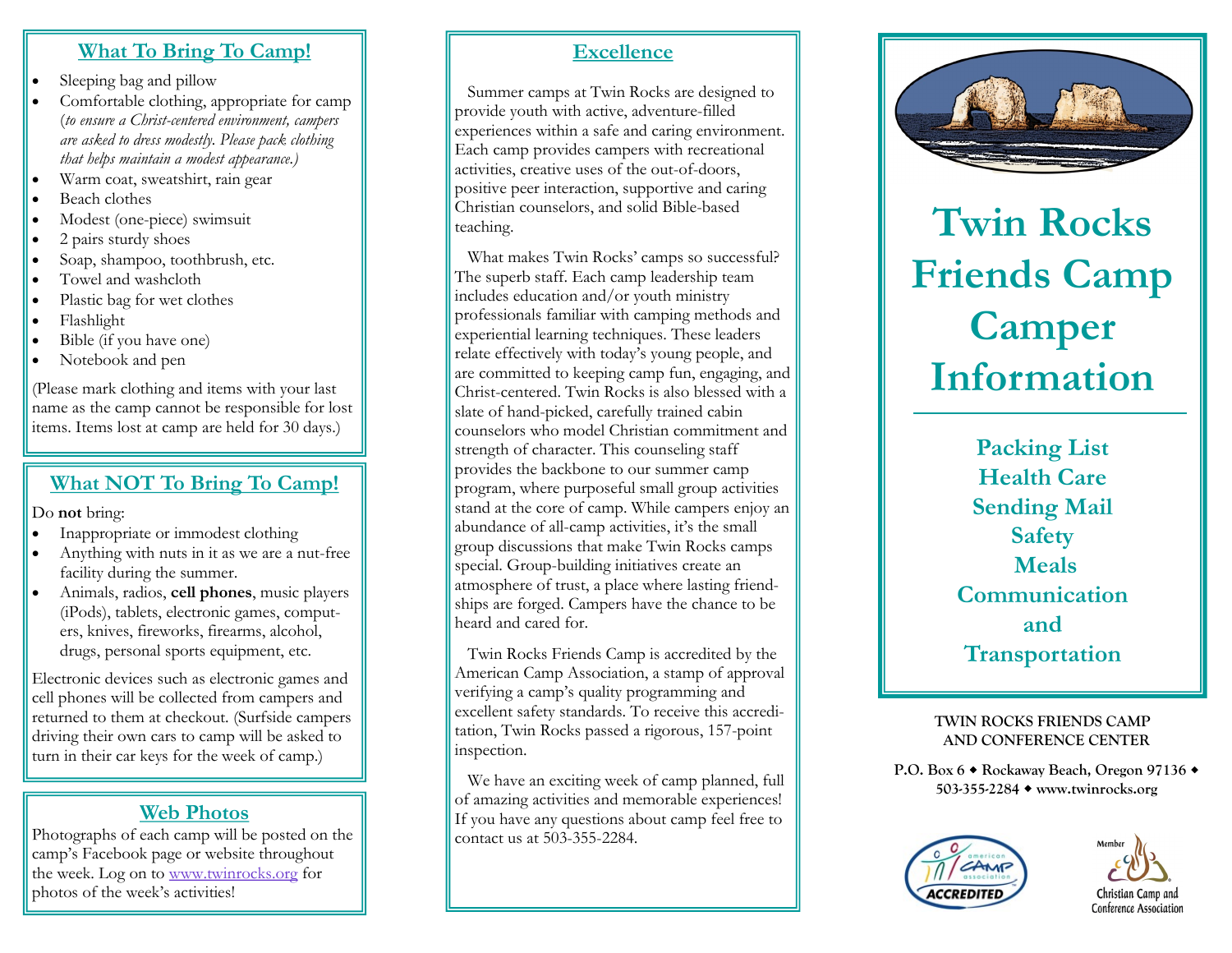## What To Bring To Camp!

- Sleeping bag and pillow
- Comfortable clothing, appropriate for camp (*to ensure a Christ-centered environment, campers are asked to dress modestly. Please pack clothing that helps maintain a modest appearance.)*
- Warm coat, sweatshirt, rain gear
- Beach clothes
- Modest (one-piece) swimsuit
- 2 pairs sturdy shoes
- Soap, shampoo, toothbrush, etc.
- Towel and washcloth
- Plastic bag for wet clothes
- Flashlight
- Bible (if you have one)
- Notebook and pen

(Please mark clothing and items with your last name as the camp cannot be responsible for lost items. Items lost at camp are held for 30 days.)

## What NOT To Bring To Camp!

Do **not** bring:

- Inappropriate or immodest clothing
- Anything with nuts in it as we are a nut-free facility during the summer.
- Animals, radios, **cell phones**, music players (iPods), tablets, electronic games, computers, knives, fireworks, firearms, alcohol, drugs, personal sports equipment, etc.

Electronic devices such as electronic games and cell phones will be collected from campers and returned to them at checkout. (Surfside campers driving their own cars to camp will be asked to turn in their car keys for the week of camp.)

## Web Photos

Photographs of each camp will be posted on the camp's Facebook page or website throughout the week. Log on to www.twinrocks.org for photos of the week's activities!

## Excellence

Summer camps at Twin Rocks are designed to provide youth with active, adventure-filled experiences within a safe and caring environment. Each camp provides campers with recreational activities, creative uses of the out-of-doors, positive peer interaction, supportive and caring Christian counselors, and solid Bible-based teaching.

What makes Twin Rocks' camps so successful? The superb staff. Each camp leadership team includes education and/or youth ministry professionals familiar with camping methods and experiential learning techniques. These leaders relate effectively with today's young people, and are committed to keeping camp fun, engaging, and Christ-centered. Twin Rocks is also blessed with a slate of hand-picked, carefully trained cabin counselors who model Christian commitment and strength of character. This counseling staff provides the backbone to our summer camp program, where purposeful small group activities stand at the core of camp. While campers enjoy an abundance of all-camp activities, it's the small group discussions that make Twin Rocks camps special. Group-building initiatives create an atmosphere of trust, a place where lasting friendships are forged. Campers have the chance to be heard and cared for.

Twin Rocks Friends Camp is accredited by the American Camp Association, a stamp of approval verifying a camp's quality programming and excellent safety standards. To receive this accreditation, Twin Rocks passed a rigorous, 157-point inspection.

We have an exciting week of camp planned, full of amazing activities and memorable experiences! If you have any questions about camp feel free to contact us at 503-355-2284.

# Twin Rocks Friends Camp Camper Information

**Packing List**
**Health Care**
**Sending Mail**
**Safety**
**Meals**
**Communication**
**and**
**Transportation**

**TWIN ROCKS FRIENDS CAMP AND CONFERENCE CENTER**

**P.O. Box 6 ◆ Rockaway Beach, Oregon 97136 ◆ 503-355-2284 ◆ www.twinrocks.org**

american camp association ACCREDITED

Member Christian Camp and Conference Association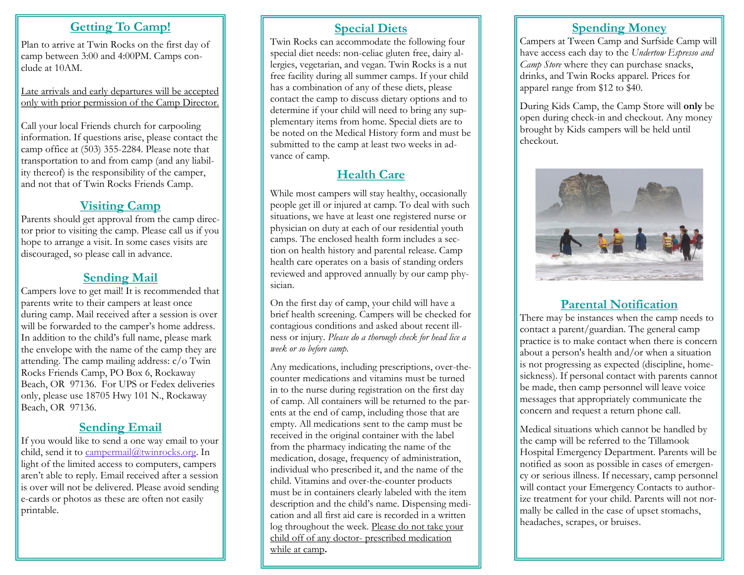## Getting To Camp!

Plan to arrive at Twin Rocks on the first day of camp between 3:00 and 4:00PM. Camps conclude at 10AM.

Late arrivals and early departures will be accepted only with prior permission of the Camp Director.

Call your local Friends church for carpooling information. If questions arise, please contact the camp office at (503) 355-2284. Please note that transportation to and from camp (and any liability thereof) is the responsibility of the camper, and not that of Twin Rocks Friends Camp.

## Visiting Camp

Parents should get approval from the camp director prior to visiting the camp. Please call us if you hope to arrange a visit. In some cases visits are discouraged, so please call in advance.

## Sending Mail

Campers love to get mail! It is recommended that parents write to their campers at least once during camp. Mail received after a session is over will be forwarded to the camper's home address. In addition to the child's full name, please mark the envelope with the name of the camp they are attending. The camp mailing address: c/o Twin Rocks Friends Camp, PO Box 6, Rockaway Beach, OR 97136. For UPS or Fedex deliveries only, please use 18705 Hwy 101 N., Rockaway Beach, OR 97136.

## Sending Email

If you would like to send a one way email to your child, send it to campermail@twinrocks.org. In light of the limited access to computers, campers aren't able to reply. Email received after a session is over will not be delivered. Please avoid sending e-cards or photos as these are often not easily printable.

## Special Diets

Twin Rocks can accommodate the following four special diet needs: non-celiac gluten free, dairy allergies, vegetarian, and vegan. Twin Rocks is a nut free facility during all summer camps. If your child has a combination of any of these diets, please contact the camp to discuss dietary options and to determine if your child will need to bring any supplementary items from home. Special diets are to be noted on the Medical History form and must be submitted to the camp at least two weeks in advance of camp.

## Health Care

While most campers will stay healthy, occasionally people get ill or injured at camp. To deal with such situations, we have at least one registered nurse or physician on duty at each of our residential youth camps. The enclosed health form includes a section on health history and parental release. Camp health care operates on a basis of standing orders reviewed and approved annually by our camp physician.

On the first day of camp, your child will have a brief health screening. Campers will be checked for contagious conditions and asked about recent illness or injury. *Please do a thorough check for head lice a week or so before camp.*

Any medications, including prescriptions, over-the-counter medications and vitamins must be turned in to the nurse during registration on the first day of camp. All containers will be returned to the parents at the end of camp, including those that are empty. All medications sent to the camp must be received in the original container with the label from the pharmacy indicating the name of the medication, dosage, frequency of administration, individual who prescribed it, and the name of the child. Vitamins and over-the-counter products must be in containers clearly labeled with the item description and the child's name. Dispensing medication and all first aid care is recorded in a written log throughout the week. Please do not take your child off of any doctor- prescribed medication while at camp**.**

## Spending Money

Campers at Tween Camp and Surfside Camp will have access each day to the *Undertow Espresso and Camp Store* where they can purchase snacks, drinks, and Twin Rocks apparel. Prices for apparel range from $12 to $40.

During Kids Camp, the Camp Store will **only** be open during check-in and checkout. Any money brought by Kids campers will be held until checkout.

## Parental Notification

There may be instances when the camp needs to contact a parent/guardian. The general camp practice is to make contact when there is concern about a person's health and/or when a situation is not progressing as expected (discipline, homesickness). If personal contact with parents cannot be made, then camp personnel will leave voice messages that appropriately communicate the concern and request a return phone call.

Medical situations which cannot be handled by the camp will be referred to the Tillamook Hospital Emergency Department. Parents will be notified as soon as possible in cases of emergency or serious illness. If necessary, camp personnel will contact your Emergency Contacts to authorize treatment for your child. Parents will not normally be called in the case of upset stomachs, headaches, scrapes, or bruises.